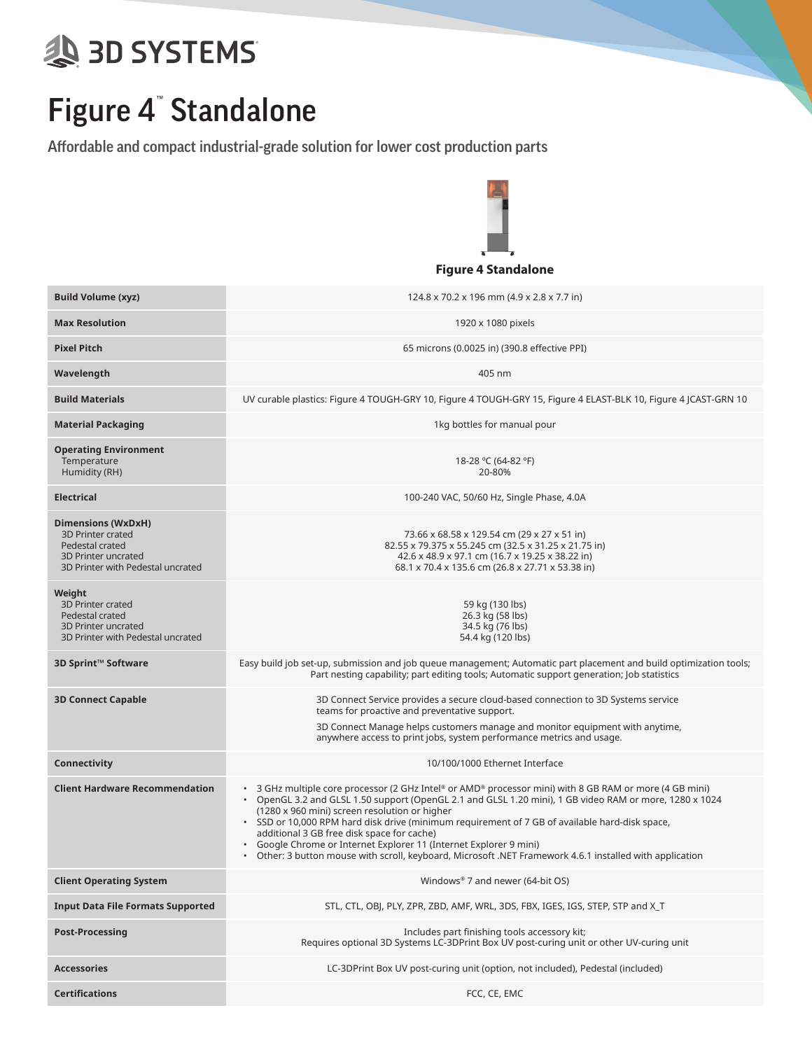3D SYSTEMS

# Figure 4™ Standalone

## Affordable and compact industrial-grade solution for lower cost production parts

| | Figure 4 Standalone |
|---|---|
| **Build Volume (xyz)** | 124.8 x 70.2 x 196 mm (4.9 x 2.8 x 7.7 in) |
| **Max Resolution** | 1920 x 1080 pixels |
| **Pixel Pitch** | 65 microns (0.0025 in) (390.8 effective PPI) |
| **Wavelength** | 405 nm |
| **Build Materials** | UV curable plastics: Figure 4 TOUGH-GRY 10, Figure 4 TOUGH-GRY 15, Figure 4 ELAST-BLK 10, Figure 4 JCAST-GRN 10 |
| **Material Packaging** | 1kg bottles for manual pour |
| **Operating Environment**<br>Temperature<br>Humidity (RH) | <br>18-28 °C (64-82 °F)<br>20-80% |
| **Electrical** | 100-240 VAC, 50/60 Hz, Single Phase, 4.0A |
| **Dimensions (WxDxH)**<br>3D Printer crated<br>Pedestal crated<br>3D Printer uncrated<br>3D Printer with Pedestal uncrated | <br>73.66 x 68.58 x 129.54 cm (29 x 27 x 51 in)<br>82.55 x 79.375 x 55.245 cm (32.5 x 31.25 x 21.75 in)<br>42.6 x 48.9 x 97.1 cm (16.7 x 19.25 x 38.22 in)<br>68.1 x 70.4 x 135.6 cm (26.8 x 27.71 x 53.38 in) |
| **Weight**<br>3D Printer crated<br>Pedestal crated<br>3D Printer uncrated<br>3D Printer with Pedestal uncrated | <br>59 kg (130 lbs)<br>26.3 kg (58 lbs)<br>34.5 kg (76 lbs)<br>54.4 kg (120 lbs) |
| **3D Sprint™ Software** | Easy build job set-up, submission and job queue management; Automatic part placement and build optimization tools; Part nesting capability; part editing tools; Automatic support generation; Job statistics |
| **3D Connect Capable** | 3D Connect Service provides a secure cloud-based connection to 3D Systems service teams for proactive and preventative support.<br>3D Connect Manage helps customers manage and monitor equipment with anytime, anywhere access to print jobs, system performance metrics and usage. |
| **Connectivity** | 10/100/1000 Ethernet Interface |
| **Client Hardware Recommendation** | • 3 GHz multiple core processor (2 GHz Intel® or AMD® processor mini) with 8 GB RAM or more (4 GB mini)<br>• OpenGL 3.2 and GLSL 1.50 support (OpenGL 2.1 and GLSL 1.20 mini), 1 GB video RAM or more, 1280 x 1024 (1280 x 960 mini) screen resolution or higher<br>• SSD or 10,000 RPM hard disk drive (minimum requirement of 7 GB of available hard-disk space, additional 3 GB free disk space for cache)<br>• Google Chrome or Internet Explorer 11 (Internet Explorer 9 mini)<br>• Other: 3 button mouse with scroll, keyboard, Microsoft .NET Framework 4.6.1 installed with application |
| **Client Operating System** | Windows® 7 and newer (64-bit OS) |
| **Input Data File Formats Supported** | STL, CTL, OBJ, PLY, ZPR, ZBD, AMF, WRL, 3DS, FBX, IGES, IGS, STEP, STP and X_T |
| **Post-Processing** | Includes part finishing tools accessory kit;<br>Requires optional 3D Systems LC-3DPrint Box UV post-curing unit or other UV-curing unit |
| **Accessories** | LC-3DPrint Box UV post-curing unit (option, not included), Pedestal (included) |
| **Certifications** | FCC, CE, EMC |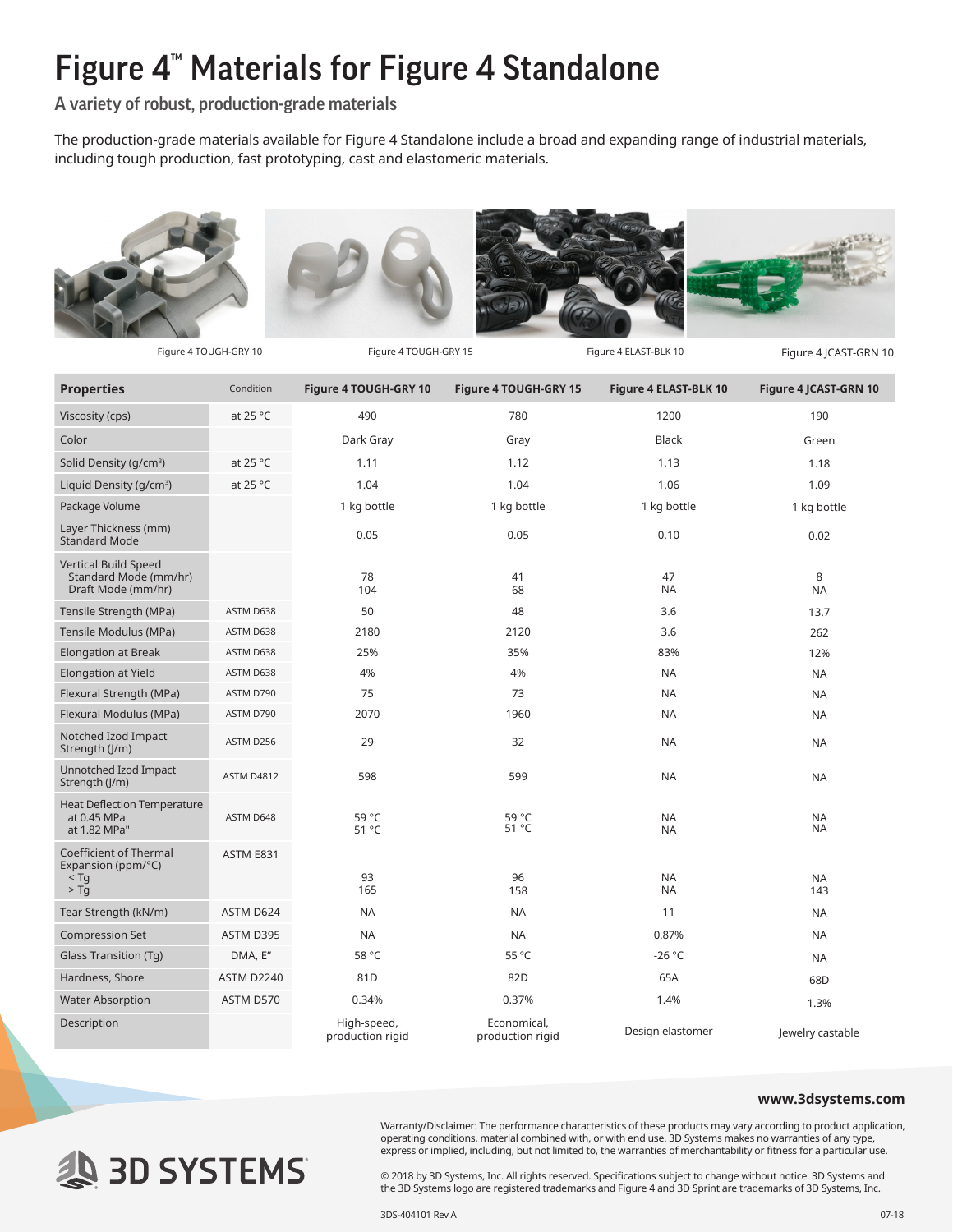# Figure 4™ Materials for Figure 4 Standalone

## A variety of robust, production-grade materials

The production-grade materials available for Figure 4 Standalone include a broad and expanding range of industrial materials, including tough production, fast prototyping, cast and elastomeric materials.

Figure 4 TOUGH-GRY 10

Figure 4 TOUGH-GRY 15

Figure 4 ELAST-BLK 10

Figure 4 JCAST-GRN 10

| Properties | Condition | Figure 4 TOUGH-GRY 10 | Figure 4 TOUGH-GRY 15 | Figure 4 ELAST-BLK 10 | Figure 4 JCAST-GRN 10 |
|---|---|---|---|---|---|
| Viscosity (cps) | at 25 °C | 490 | 780 | 1200 | 190 |
| Color | | Dark Gray | Gray | Black | Green |
| Solid Density (g/cm³) | at 25 °C | 1.11 | 1.12 | 1.13 | 1.18 |
| Liquid Density (g/cm³) | at 25 °C | 1.04 | 1.04 | 1.06 | 1.09 |
| Package Volume | | 1 kg bottle | 1 kg bottle | 1 kg bottle | 1 kg bottle |
| Layer Thickness (mm) Standard Mode | | 0.05 | 0.05 | 0.10 | 0.02 |
| Vertical Build Speed<br>Standard Mode (mm/hr)<br>Draft Mode (mm/hr) | | <br>78<br>104 | <br>41<br>68 | <br>47<br>NA | <br>8<br>NA |
| Tensile Strength (MPa) | ASTM D638 | 50 | 48 | 3.6 | 13.7 |
| Tensile Modulus (MPa) | ASTM D638 | 2180 | 2120 | 3.6 | 262 |
| Elongation at Break | ASTM D638 | 25% | 35% | 83% | 12% |
| Elongation at Yield | ASTM D638 | 4% | 4% | NA | NA |
| Flexural Strength (MPa) | ASTM D790 | 75 | 73 | NA | NA |
| Flexural Modulus (MPa) | ASTM D790 | 2070 | 1960 | NA | NA |
| Notched Izod Impact Strength (J/m) | ASTM D256 | 29 | 32 | NA | NA |
| Unnotched Izod Impact Strength (J/m) | ASTM D4812 | 598 | 599 | NA | NA |
| Heat Deflection Temperature<br>at 0.45 MPa<br>at 1.82 MPa" | ASTM D648 | <br>59 °C<br>51 °C | <br>59 °C<br>51 °C | <br>NA<br>NA | <br>NA<br>NA |
| Coefficient of Thermal Expansion (ppm/°C)<br>< Tg<br>> Tg | ASTM E831 | <br>93<br>165 | <br>96<br>158 | <br>NA<br>NA | <br>NA<br>143 |
| Tear Strength (kN/m) | ASTM D624 | NA | NA | 11 | NA |
| Compression Set | ASTM D395 | NA | NA | 0.87% | NA |
| Glass Transition (Tg) | DMA, E" | 58 °C | 55 °C | -26 °C | NA |
| Hardness, Shore | ASTM D2240 | 81D | 82D | 65A | 68D |
| Water Absorption | ASTM D570 | 0.34% | 0.37% | 1.4% | 1.3% |
| Description | | High-speed, production rigid | Economical, production rigid | Design elastomer | Jewelry castable |

**www.3dsystems.com**

Warranty/Disclaimer: The performance characteristics of these products may vary according to product application, operating conditions, material combined with, or with end use. 3D Systems makes no warranties of any type, express or implied, including, but not limited to, the warranties of merchantability or fitness for a particular use.

© 2018 by 3D Systems, Inc. All rights reserved. Specifications subject to change without notice. 3D Systems and the 3D Systems logo are registered trademarks and Figure 4 and 3D Sprint are trademarks of 3D Systems, Inc.

3DS-404101 Rev A 07-18